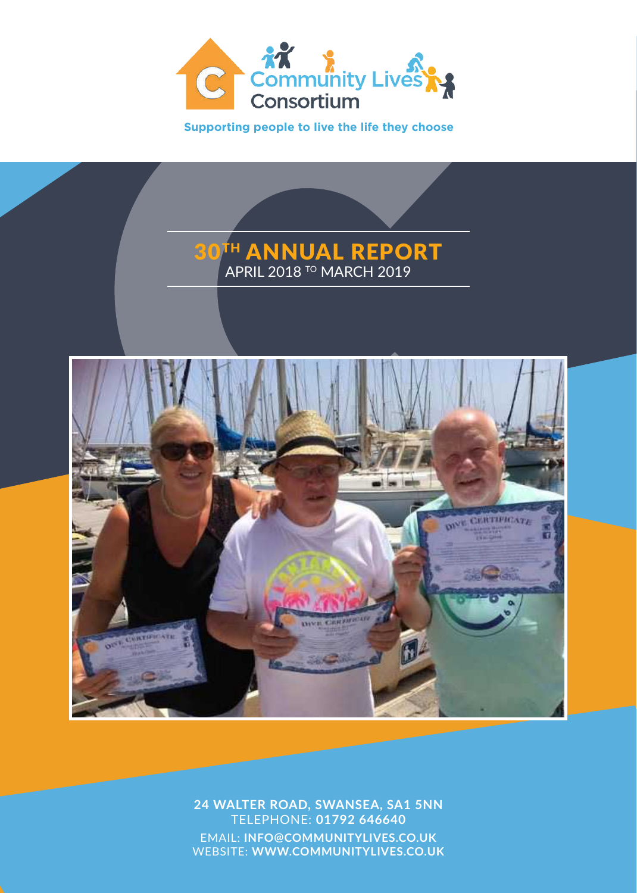Community Lives Consortium

Supporting people to live the life they choose

# 30TH ANNUAL REPORT

APRIL 2018 TO MARCH 2019

**24 WALTER ROAD, SWANSEA, SA1 5NN**
TELEPHONE: **01792 646640**
EMAIL: **INFO@COMMUNITYLIVES.CO.UK**
WEBSITE: **WWW.COMMUNITYLIVES.CO.UK**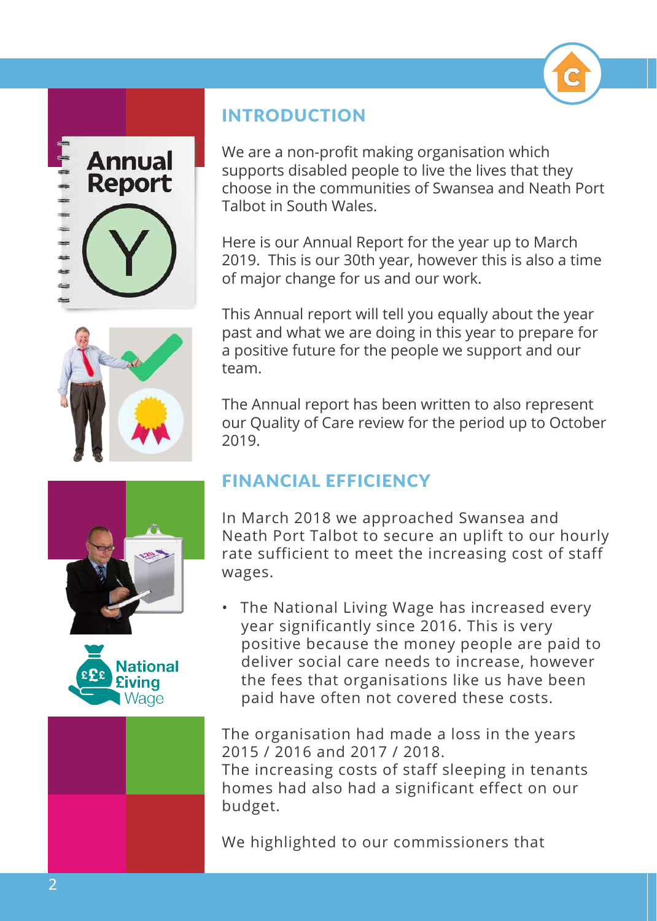## INTRODUCTION

We are a non-profit making organisation which supports disabled people to live the lives that they choose in the communities of Swansea and Neath Port Talbot in South Wales.

Here is our Annual Report for the year up to March 2019. This is our 30th year, however this is also a time of major change for us and our work.

This Annual report will tell you equally about the year past and what we are doing in this year to prepare for a positive future for the people we support and our team.

The Annual report has been written to also represent our Quality of Care review for the period up to October 2019.

## FINANCIAL EFFICIENCY

In March 2018 we approached Swansea and Neath Port Talbot to secure an uplift to our hourly rate sufficient to meet the increasing cost of staff wages.

- The National Living Wage has increased every year significantly since 2016. This is very positive because the money people are paid to deliver social care needs to increase, however the fees that organisations like us have been paid have often not covered these costs.

The organisation had made a loss in the years 2015 / 2016 and 2017 / 2018.
The increasing costs of staff sleeping in tenants homes had also had a significant effect on our budget.

We highlighted to our commissioners that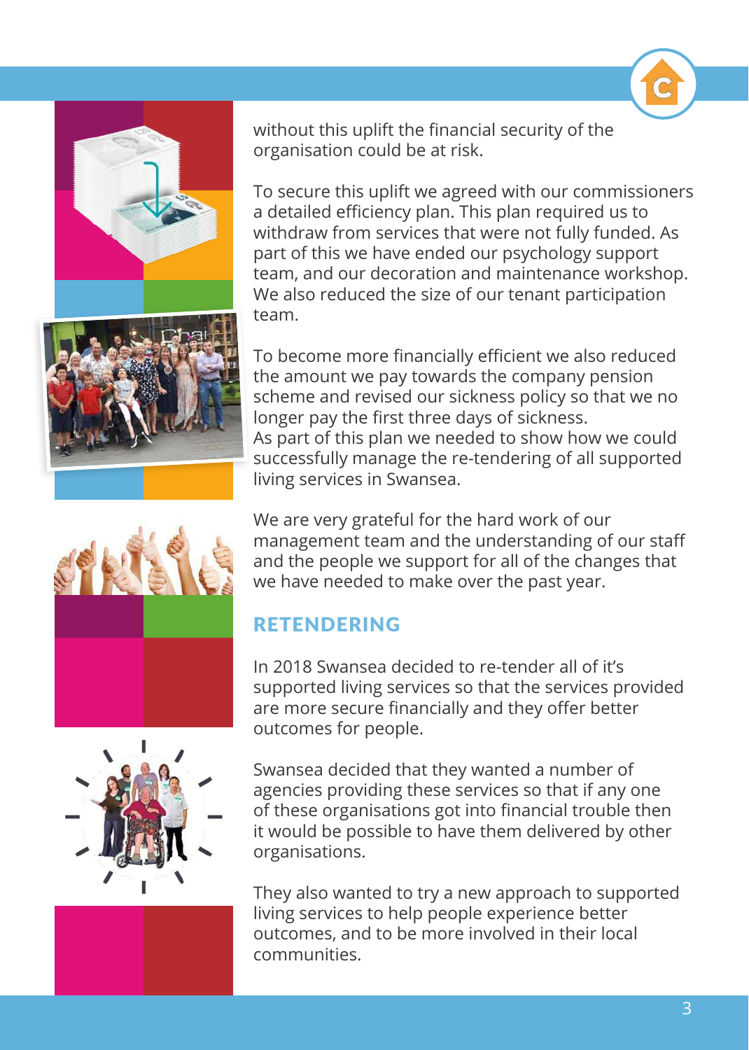without this uplift the financial security of the organisation could be at risk.

To secure this uplift we agreed with our commissioners a detailed efficiency plan. This plan required us to withdraw from services that were not fully funded. As part of this we have ended our psychology support team, and our decoration and maintenance workshop. We also reduced the size of our tenant participation team.

To become more financially efficient we also reduced the amount we pay towards the company pension scheme and revised our sickness policy so that we no longer pay the first three days of sickness.
As part of this plan we needed to show how we could successfully manage the re-tendering of all supported living services in Swansea.

We are very grateful for the hard work of our management team and the understanding of our staff and the people we support for all of the changes that we have needed to make over the past year.

## RETENDERING

In 2018 Swansea decided to re-tender all of it's supported living services so that the services provided are more secure financially and they offer better outcomes for people.

Swansea decided that they wanted a number of agencies providing these services so that if any one of these organisations got into financial trouble then it would be possible to have them delivered by other organisations.

They also wanted to try a new approach to supported living services to help people experience better outcomes, and to be more involved in their local communities.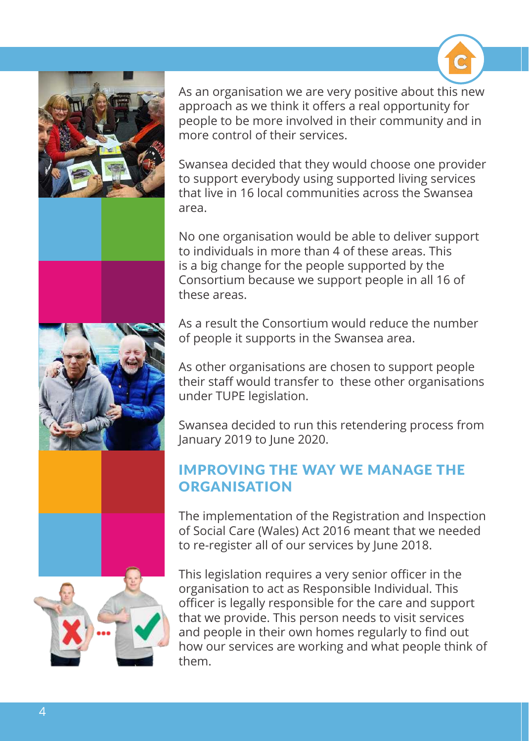As an organisation we are very positive about this new approach as we think it offers a real opportunity for people to be more involved in their community and in more control of their services.

Swansea decided that they would choose one provider to support everybody using supported living services that live in 16 local communities across the Swansea area.

No one organisation would be able to deliver support to individuals in more than 4 of these areas. This is a big change for the people supported by the Consortium because we support people in all 16 of these areas.

As a result the Consortium would reduce the number of people it supports in the Swansea area.

As other organisations are chosen to support people their staff would transfer to these other organisations under TUPE legislation.

Swansea decided to run this retendering process from January 2019 to June 2020.

## IMPROVING THE WAY WE MANAGE THE ORGANISATION

The implementation of the Registration and Inspection of Social Care (Wales) Act 2016 meant that we needed to re-register all of our services by June 2018.

This legislation requires a very senior officer in the organisation to act as Responsible Individual. This officer is legally responsible for the care and support that we provide. This person needs to visit services and people in their own homes regularly to find out how our services are working and what people think of them.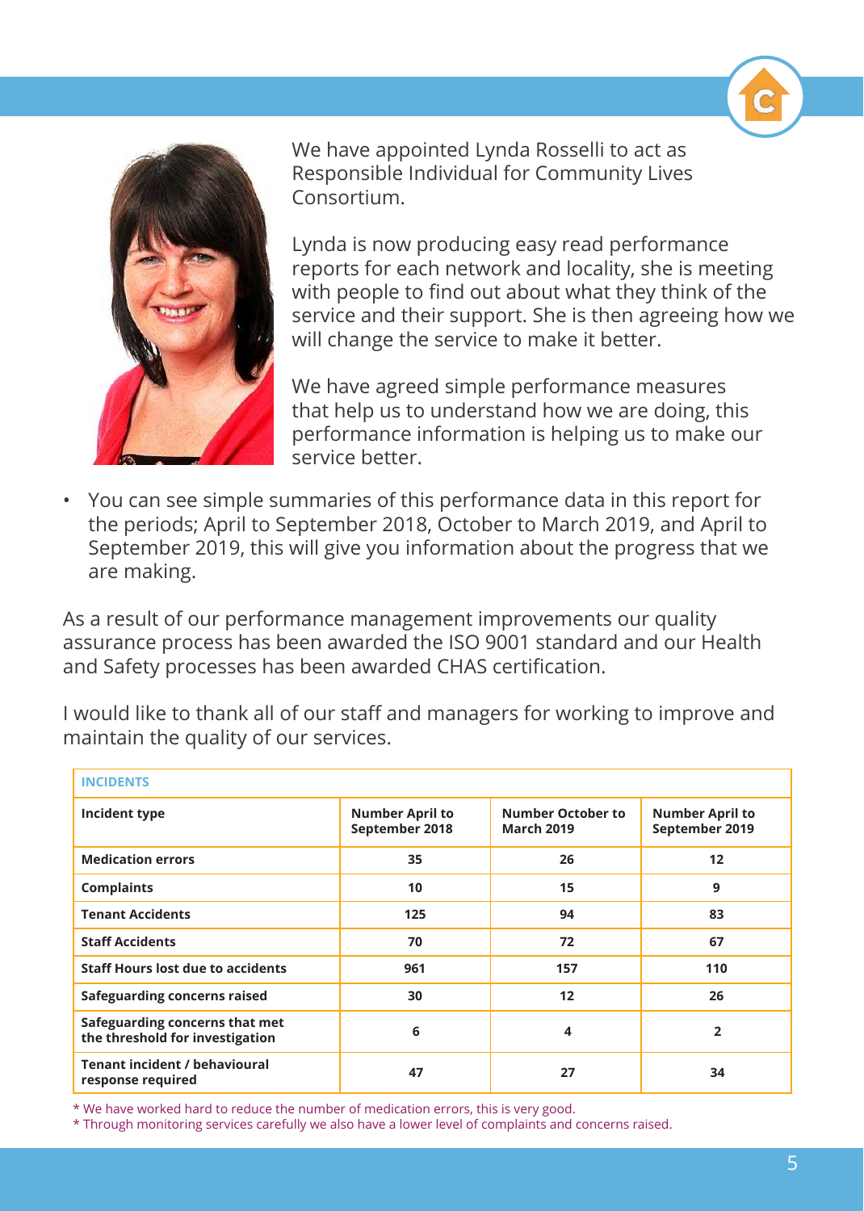We have appointed Lynda Rosselli to act as Responsible Individual for Community Lives Consortium.

Lynda is now producing easy read performance reports for each network and locality, she is meeting with people to find out about what they think of the service and their support. She is then agreeing how we will change the service to make it better.

We have agreed simple performance measures that help us to understand how we are doing, this performance information is helping us to make our service better.

- You can see simple summaries of this performance data in this report for the periods; April to September 2018, October to March 2019, and April to September 2019, this will give you information about the progress that we are making.

As a result of our performance management improvements our quality assurance process has been awarded the ISO 9001 standard and our Health and Safety processes has been awarded CHAS certification.

I would like to thank all of our staff and managers for working to improve and maintain the quality of our services.

**INCIDENTS**

| Incident type | Number April to September 2018 | Number October to March 2019 | Number April to September 2019 |
|---|---|---|---|
| Medication errors | 35 | 26 | 12 |
| Complaints | 10 | 15 | 9 |
| Tenant Accidents | 125 | 94 | 83 |
| Staff Accidents | 70 | 72 | 67 |
| Staff Hours lost due to accidents | 961 | 157 | 110 |
| Safeguarding concerns raised | 30 | 12 | 26 |
| Safeguarding concerns that met the threshold for investigation | 6 | 4 | 2 |
| Tenant incident / behavioural response required | 47 | 27 | 34 |

* We have worked hard to reduce the number of medication errors, this is very good.
* Through monitoring services carefully we also have a lower level of complaints and concerns raised.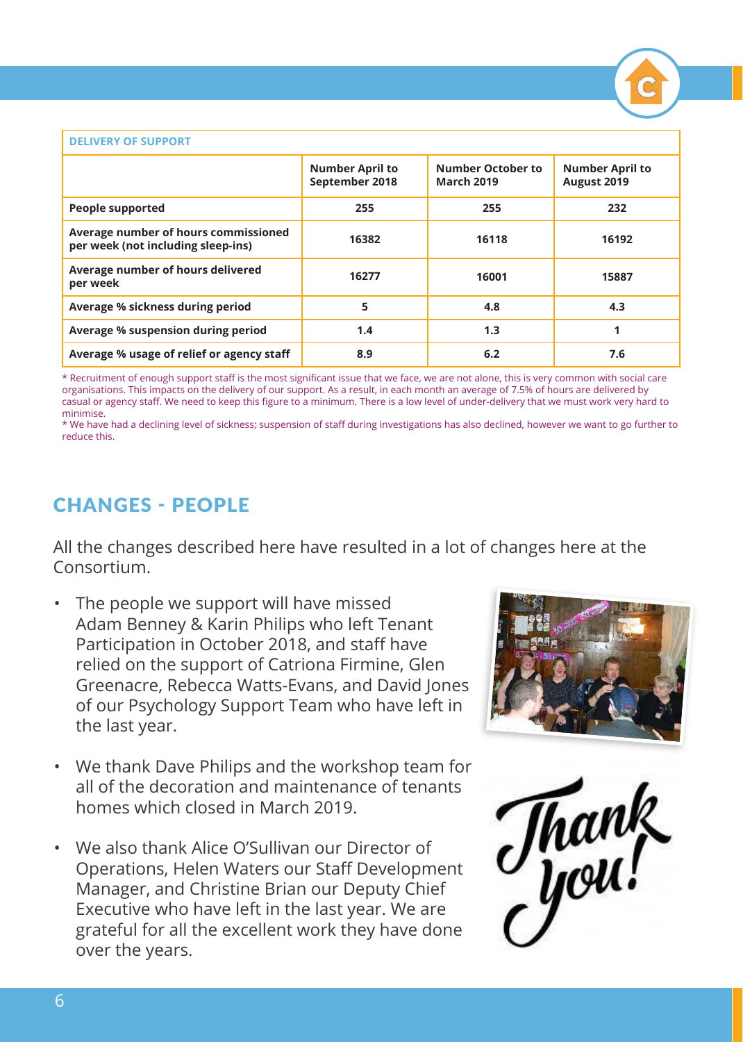## DELIVERY OF SUPPORT

| | Number April to September 2018 | Number October to March 2019 | Number April to August 2019 |
|---|---|---|---|
| People supported | 255 | 255 | 232 |
| Average number of hours commissioned per week (not including sleep-ins) | 16382 | 16118 | 16192 |
| Average number of hours delivered per week | 16277 | 16001 | 15887 |
| Average % sickness during period | 5 | 4.8 | 4.3 |
| Average % suspension during period | 1.4 | 1.3 | 1 |
| Average % usage of relief or agency staff | 8.9 | 6.2 | 7.6 |

* Recruitment of enough support staff is the most significant issue that we face, we are not alone, this is very common with social care organisations. This impacts on the delivery of our support. As a result, in each month an average of 7.5% of hours are delivered by casual or agency staff. We need to keep this figure to a minimum. There is a low level of under-delivery that we must work very hard to minimise.

* We have had a declining level of sickness; suspension of staff during investigations has also declined, however we want to go further to reduce this.

## CHANGES - PEOPLE

All the changes described here have resulted in a lot of changes here at the Consortium.

- The people we support will have missed Adam Benney & Karin Philips who left Tenant Participation in October 2018, and staff have relied on the support of Catriona Firmine, Glen Greenacre, Rebecca Watts-Evans, and David Jones of our Psychology Support Team who have left in the last year.
- We thank Dave Philips and the workshop team for all of the decoration and maintenance of tenants homes which closed in March 2019.
- We also thank Alice O'Sullivan our Director of Operations, Helen Waters our Staff Development Manager, and Christine Brian our Deputy Chief Executive who have left in the last year. We are grateful for all the excellent work they have done over the years.

Thank you!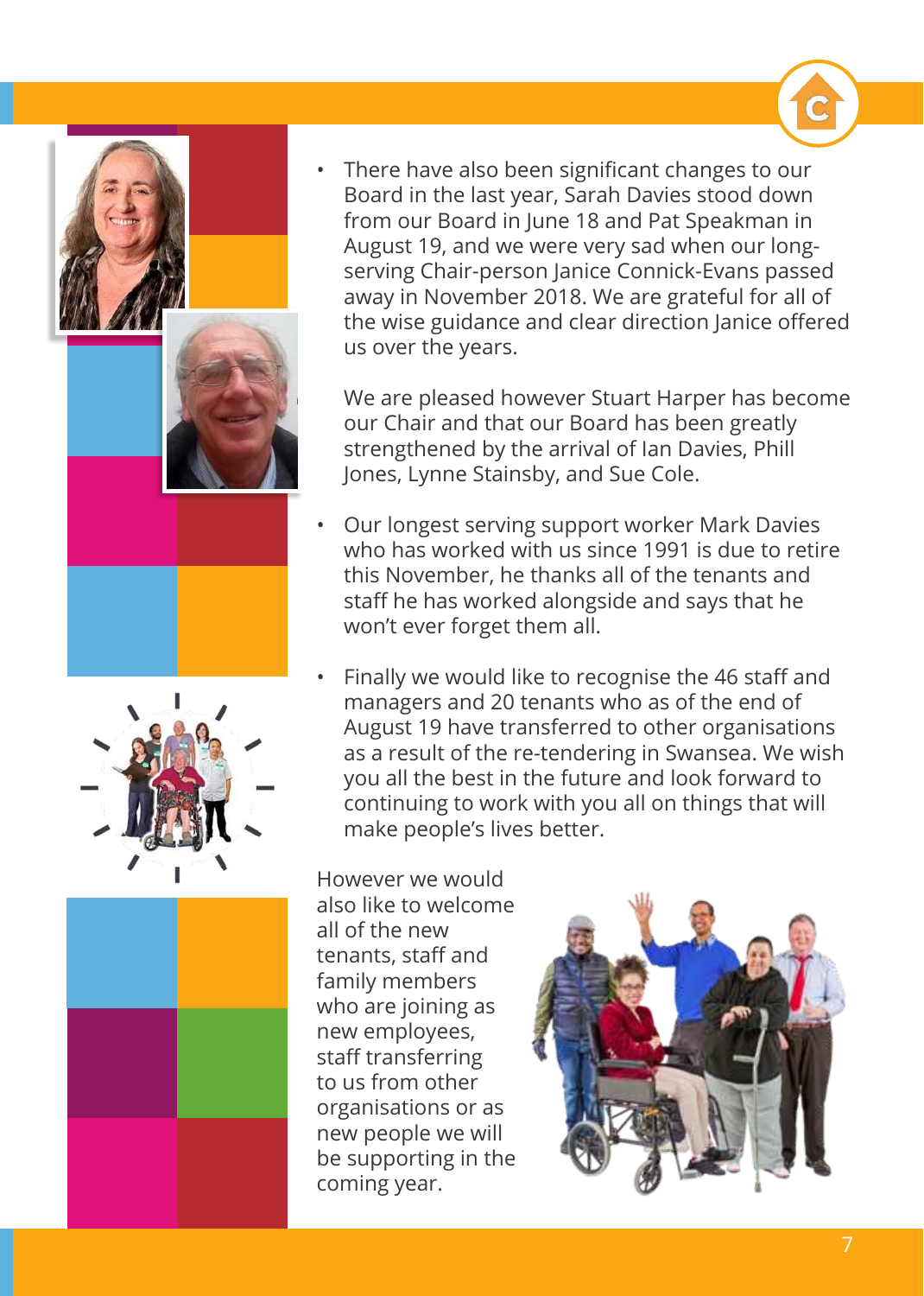- There have also been significant changes to our Board in the last year, Sarah Davies stood down from our Board in June 18 and Pat Speakman in August 19, and we were very sad when our long-serving Chair-person Janice Connick-Evans passed away in November 2018. We are grateful for all of the wise guidance and clear direction Janice offered us over the years.

  We are pleased however Stuart Harper has become our Chair and that our Board has been greatly strengthened by the arrival of Ian Davies, Phill Jones, Lynne Stainsby, and Sue Cole.

- Our longest serving support worker Mark Davies who has worked with us since 1991 is due to retire this November, he thanks all of the tenants and staff he has worked alongside and says that he won't ever forget them all.

- Finally we would like to recognise the 46 staff and managers and 20 tenants who as of the end of August 19 have transferred to other organisations as a result of the re-tendering in Swansea. We wish you all the best in the future and look forward to continuing to work with you all on things that will make people's lives better.

However we would also like to welcome all of the new tenants, staff and family members who are joining as new employees, staff transferring to us from other organisations or as new people we will be supporting in the coming year.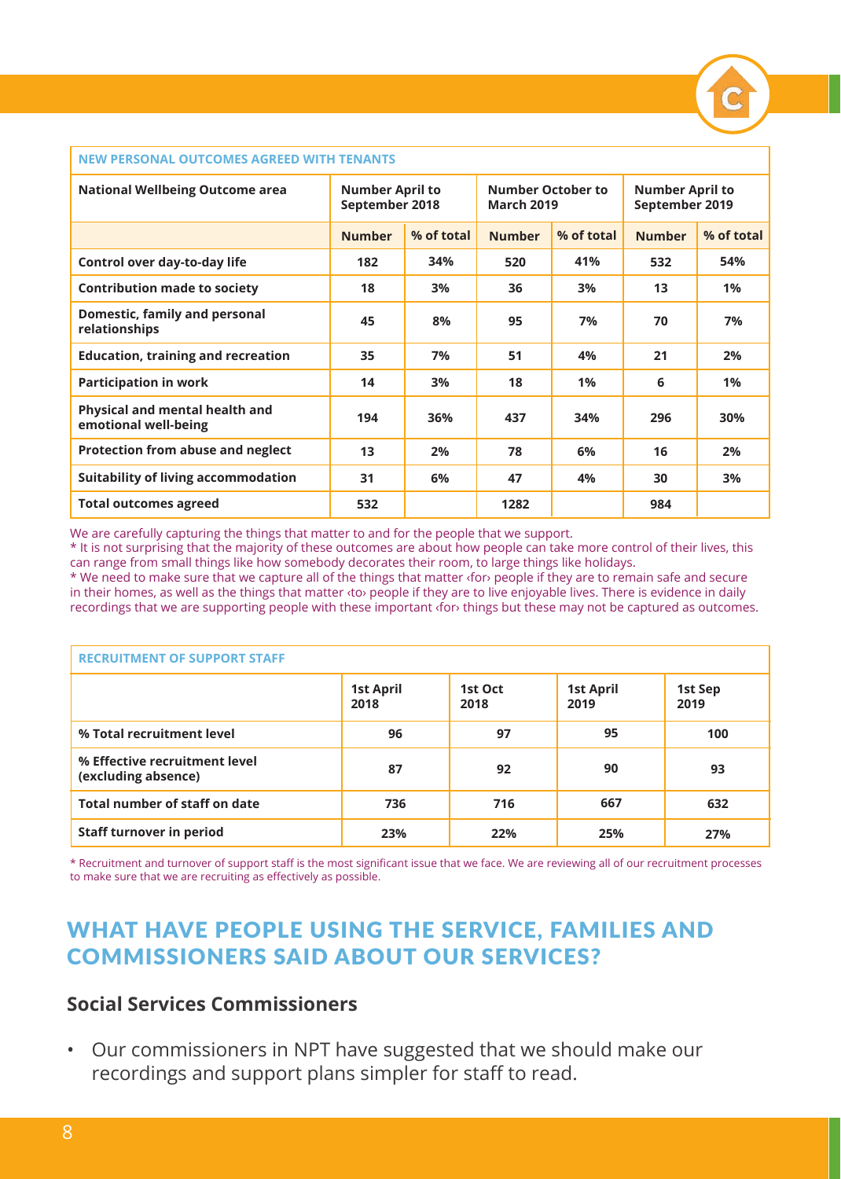**NEW PERSONAL OUTCOMES AGREED WITH TENANTS**

| National Wellbeing Outcome area | Number April to September 2018 | | Number October to March 2019 | | Number April to September 2019 | |
|---|---|---|---|---|---|---|
| | Number | % of total | Number | % of total | Number | % of total |
| Control over day-to-day life | 182 | 34% | 520 | 41% | 532 | 54% |
| Contribution made to society | 18 | 3% | 36 | 3% | 13 | 1% |
| Domestic, family and personal relationships | 45 | 8% | 95 | 7% | 70 | 7% |
| Education, training and recreation | 35 | 7% | 51 | 4% | 21 | 2% |
| Participation in work | 14 | 3% | 18 | 1% | 6 | 1% |
| Physical and mental health and emotional well-being | 194 | 36% | 437 | 34% | 296 | 30% |
| Protection from abuse and neglect | 13 | 2% | 78 | 6% | 16 | 2% |
| Suitability of living accommodation | 31 | 6% | 47 | 4% | 30 | 3% |
| Total outcomes agreed | 532 | | 1282 | | 984 | |

We are carefully capturing the things that matter to and for the people that we support.
* It is not surprising that the majority of these outcomes are about how people can take more control of their lives, this can range from small things like how somebody decorates their room, to large things like holidays.
* We need to make sure that we capture all of the things that matter ‹for› people if they are to remain safe and secure in their homes, as well as the things that matter ‹to› people if they are to live enjoyable lives. There is evidence in daily recordings that we are supporting people with these important ‹for› things but these may not be captured as outcomes.

**RECRUITMENT OF SUPPORT STAFF**

| | 1st April 2018 | 1st Oct 2018 | 1st April 2019 | 1st Sep 2019 |
|---|---|---|---|---|
| % Total recruitment level | 96 | 97 | 95 | 100 |
| % Effective recruitment level (excluding absence) | 87 | 92 | 90 | 93 |
| Total number of staff on date | 736 | 716 | 667 | 632 |
| Staff turnover in period | 23% | 22% | 25% | 27% |

* Recruitment and turnover of support staff is the most significant issue that we face. We are reviewing all of our recruitment processes to make sure that we are recruiting as effectively as possible.

## WHAT HAVE PEOPLE USING THE SERVICE, FAMILIES AND COMMISSIONERS SAID ABOUT OUR SERVICES?

### Social Services Commissioners

- Our commissioners in NPT have suggested that we should make our recordings and support plans simpler for staff to read.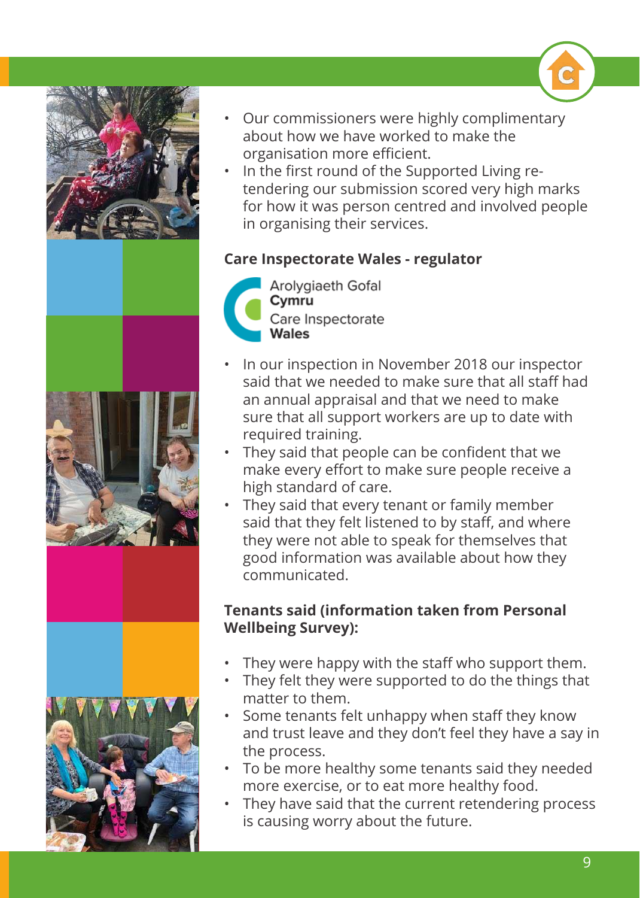- Our commissioners were highly complimentary about how we have worked to make the organisation more efficient.
- In the first round of the Supported Living re-tendering our submission scored very high marks for how it was person centred and involved people in organising their services.

### Care Inspectorate Wales - regulator

Arolygiaeth Gofal **Cymru**
Care Inspectorate **Wales**

- In our inspection in November 2018 our inspector said that we needed to make sure that all staff had an annual appraisal and that we need to make sure that all support workers are up to date with required training.
- They said that people can be confident that we make every effort to make sure people receive a high standard of care.
- They said that every tenant or family member said that they felt listened to by staff, and where they were not able to speak for themselves that good information was available about how they communicated.

### Tenants said (information taken from Personal Wellbeing Survey):

- They were happy with the staff who support them.
- They felt they were supported to do the things that matter to them.
- Some tenants felt unhappy when staff they know and trust leave and they don't feel they have a say in the process.
- To be more healthy some tenants said they needed more exercise, or to eat more healthy food.
- They have said that the current retendering process is causing worry about the future.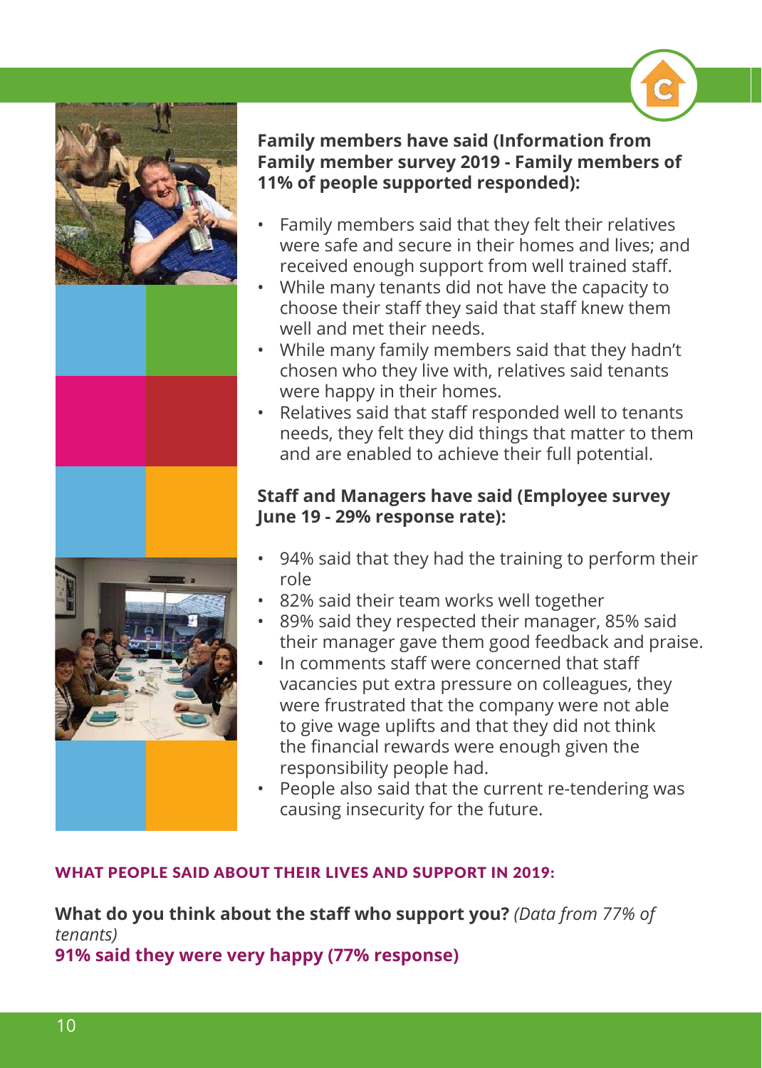**Family members have said (Information from Family member survey 2019 - Family members of 11% of people supported responded):**

- Family members said that they felt their relatives were safe and secure in their homes and lives; and received enough support from well trained staff.
- While many tenants did not have the capacity to choose their staff they said that staff knew them well and met their needs.
- While many family members said that they hadn't chosen who they live with, relatives said tenants were happy in their homes.
- Relatives said that staff responded well to tenants needs, they felt they did things that matter to them and are enabled to achieve their full potential.

**Staff and Managers have said (Employee survey June 19 - 29% response rate):**

- 94% said that they had the training to perform their role
- 82% said their team works well together
- 89% said they respected their manager, 85% said their manager gave them good feedback and praise.
- In comments staff were concerned that staff vacancies put extra pressure on colleagues, they were frustrated that the company were not able to give wage uplifts and that they did not think the financial rewards were enough given the responsibility people had.
- People also said that the current re-tendering was causing insecurity for the future.

## WHAT PEOPLE SAID ABOUT THEIR LIVES AND SUPPORT IN 2019:

**What do you think about the staff who support you?** *(Data from 77% of tenants)*
**91% said they were very happy (77% response)**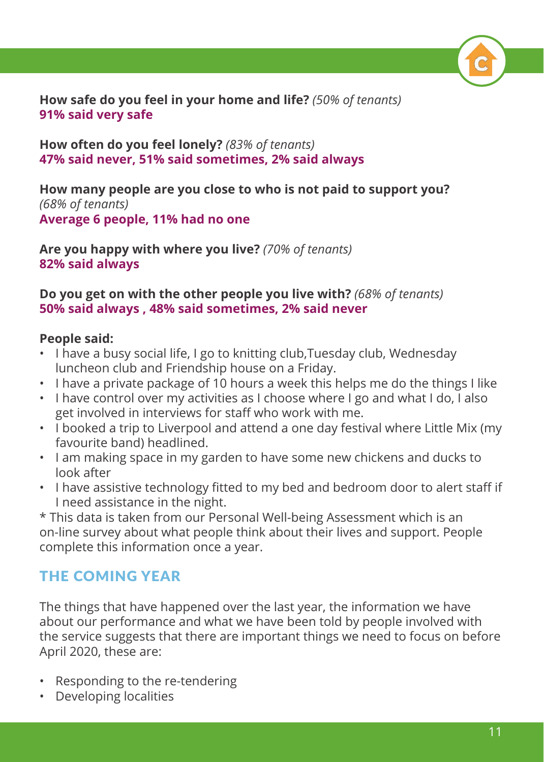**How safe do you feel in your home and life?** *(50% of tenants)*
**91% said very safe**

**How often do you feel lonely?** *(83% of tenants)*
**47% said never, 51% said sometimes, 2% said always**

**How many people are you close to who is not paid to support you?** *(68% of tenants)*
**Average 6 people, 11% had no one**

**Are you happy with where you live?** *(70% of tenants)*
**82% said always**

**Do you get on with the other people you live with?** *(68% of tenants)*
**50% said always , 48% said sometimes, 2% said never**

**People said:**

- I have a busy social life, I go to knitting club,Tuesday club, Wednesday luncheon club and Friendship house on a Friday.
- I have a private package of 10 hours a week this helps me do the things I like
- I have control over my activities as I choose where I go and what I do, I also get involved in interviews for staff who work with me.
- I booked a trip to Liverpool and attend a one day festival where Little Mix (my favourite band) headlined.
- I am making space in my garden to have some new chickens and ducks to look after
- I have assistive technology fitted to my bed and bedroom door to alert staff if I need assistance in the night.

* This data is taken from our Personal Well-being Assessment which is an on-line survey about what people think about their lives and support. People complete this information once a year.

## THE COMING YEAR

The things that have happened over the last year, the information we have about our performance and what we have been told by people involved with the service suggests that there are important things we need to focus on before April 2020, these are:

- Responding to the re-tendering
- Developing localities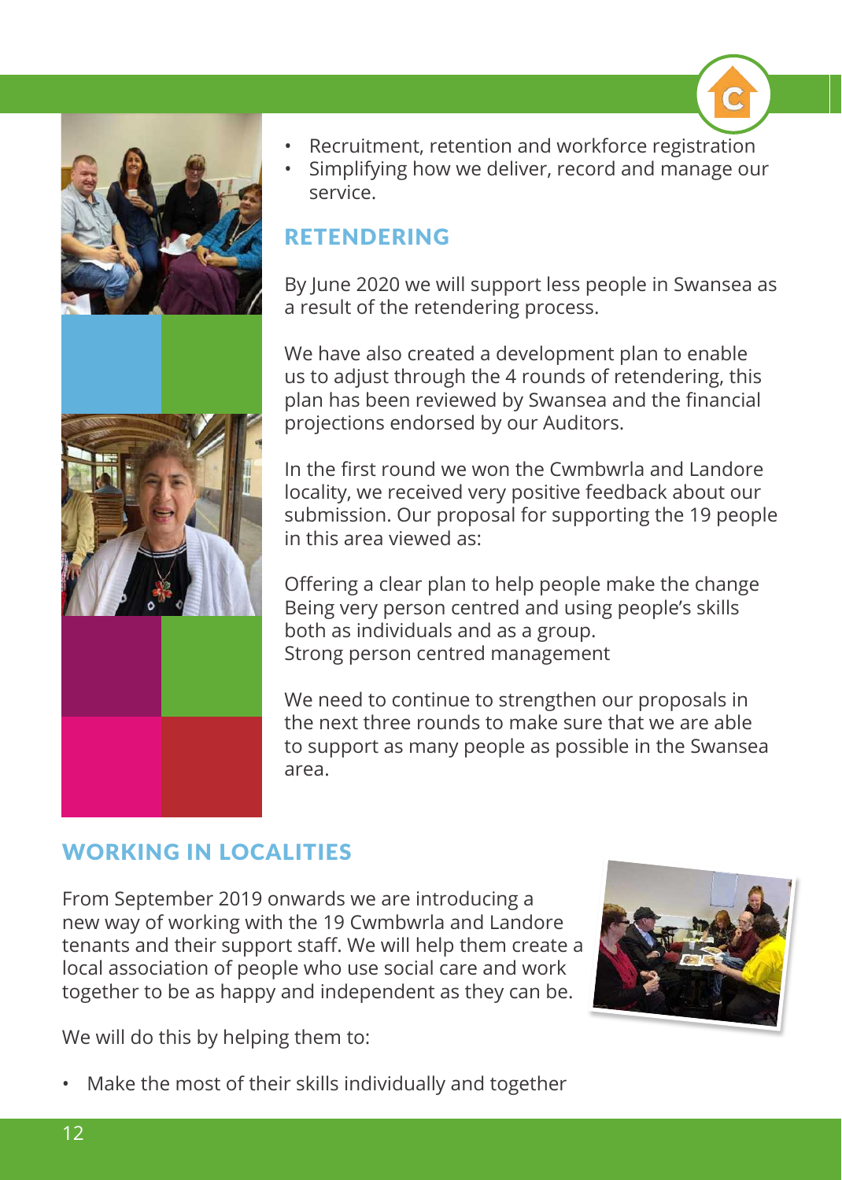- Recruitment, retention and workforce registration
- Simplifying how we deliver, record and manage our service.

## RETENDERING

By June 2020 we will support less people in Swansea as a result of the retendering process.

We have also created a development plan to enable us to adjust through the 4 rounds of retendering, this plan has been reviewed by Swansea and the financial projections endorsed by our Auditors.

In the first round we won the Cwmbwrla and Landore locality, we received very positive feedback about our submission. Our proposal for supporting the 19 people in this area viewed as:

Offering a clear plan to help people make the change
Being very person centred and using people's skills both as individuals and as a group.
Strong person centred management

We need to continue to strengthen our proposals in the next three rounds to make sure that we are able to support as many people as possible in the Swansea area.

## WORKING IN LOCALITIES

From September 2019 onwards we are introducing a new way of working with the 19 Cwmbwrla and Landore tenants and their support staff. We will help them create a local association of people who use social care and work together to be as happy and independent as they can be.

We will do this by helping them to:

- Make the most of their skills individually and together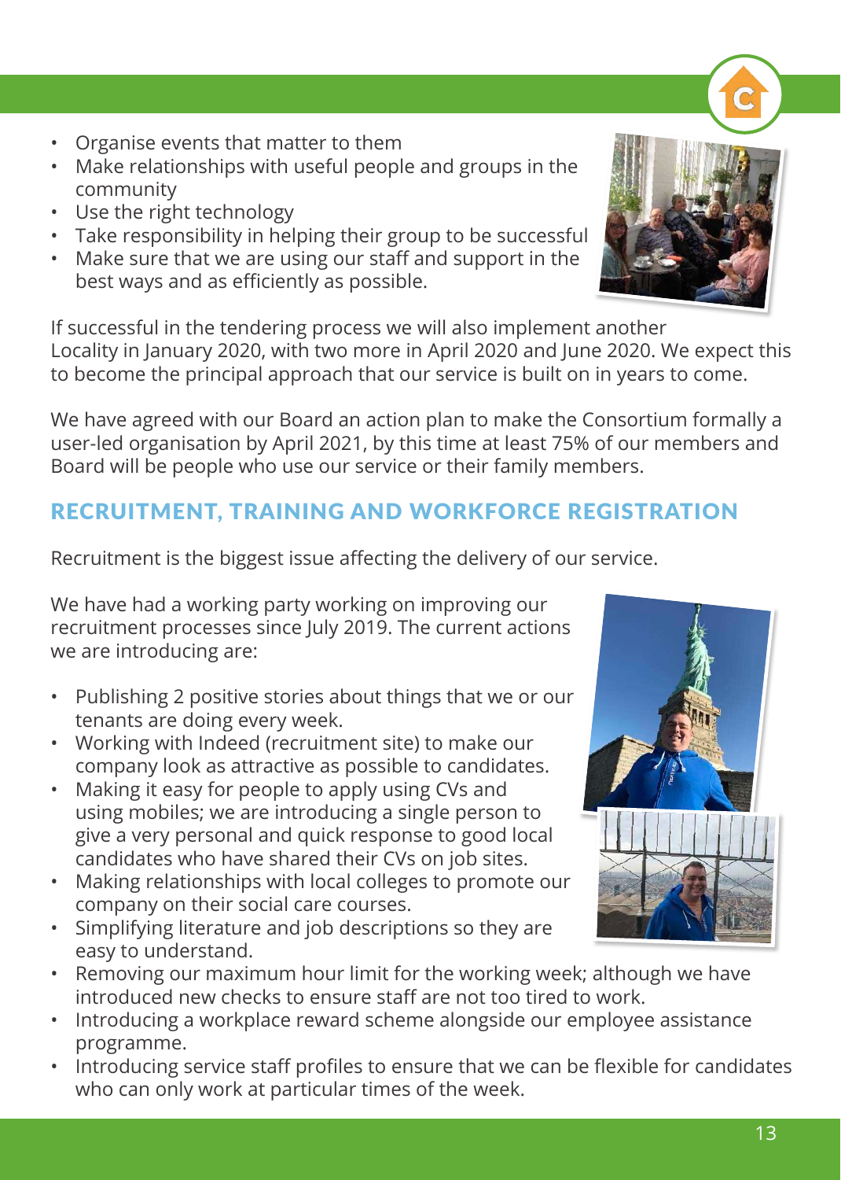- Organise events that matter to them
- Make relationships with useful people and groups in the community
- Use the right technology
- Take responsibility in helping their group to be successful
- Make sure that we are using our staff and support in the best ways and as efficiently as possible.

If successful in the tendering process we will also implement another Locality in January 2020, with two more in April 2020 and June 2020. We expect this to become the principal approach that our service is built on in years to come.

We have agreed with our Board an action plan to make the Consortium formally a user-led organisation by April 2021, by this time at least 75% of our members and Board will be people who use our service or their family members.

## RECRUITMENT, TRAINING AND WORKFORCE REGISTRATION

Recruitment is the biggest issue affecting the delivery of our service.

We have had a working party working on improving our recruitment processes since July 2019. The current actions we are introducing are:

- Publishing 2 positive stories about things that we or our tenants are doing every week.
- Working with Indeed (recruitment site) to make our company look as attractive as possible to candidates.
- Making it easy for people to apply using CVs and using mobiles; we are introducing a single person to give a very personal and quick response to good local candidates who have shared their CVs on job sites.
- Making relationships with local colleges to promote our company on their social care courses.
- Simplifying literature and job descriptions so they are easy to understand.
- Removing our maximum hour limit for the working week; although we have introduced new checks to ensure staff are not too tired to work.
- Introducing a workplace reward scheme alongside our employee assistance programme.
- Introducing service staff profiles to ensure that we can be flexible for candidates who can only work at particular times of the week.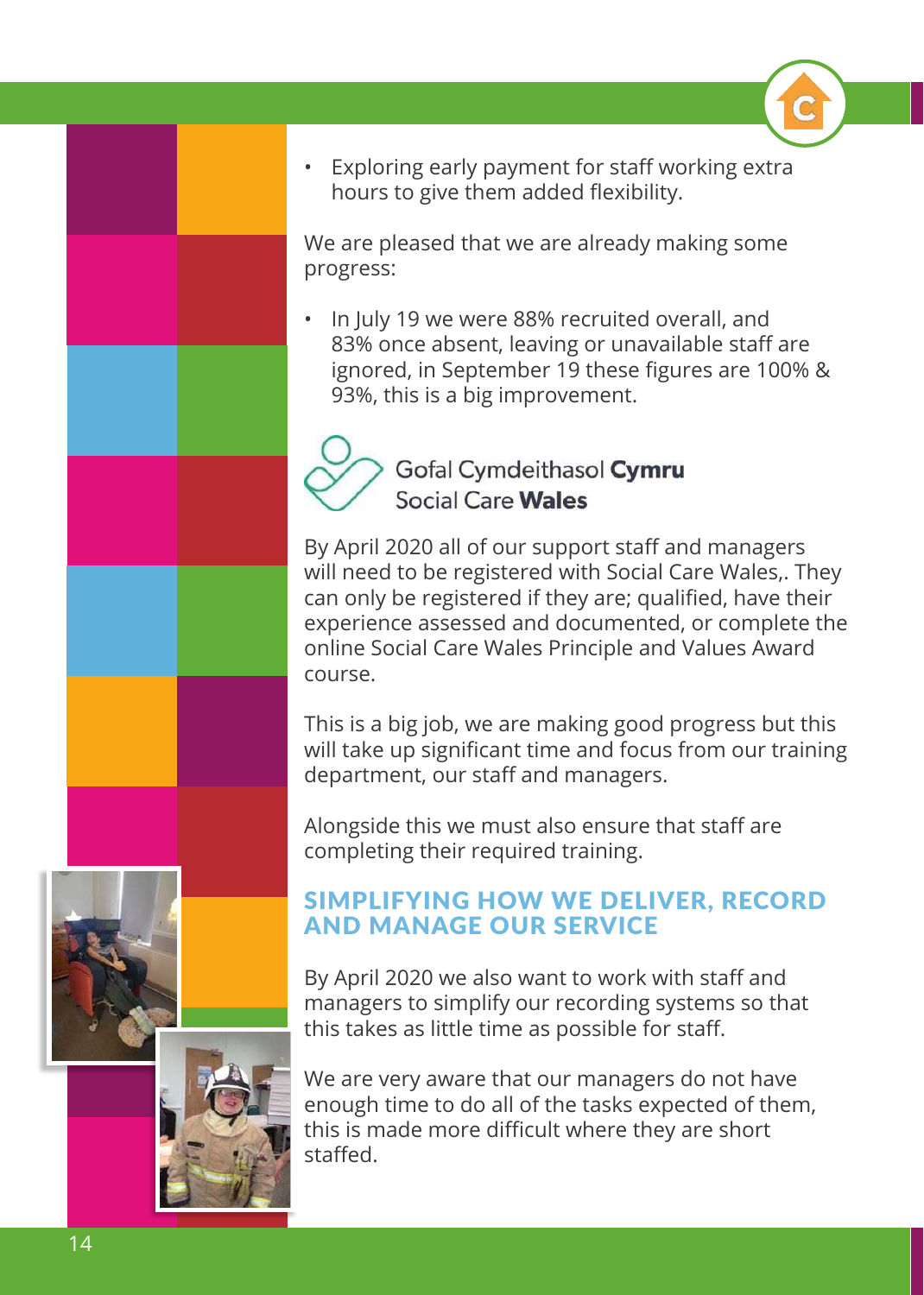- Exploring early payment for staff working extra hours to give them added flexibility.

We are pleased that we are already making some progress:

- In July 19 we were 88% recruited overall, and 83% once absent, leaving or unavailable staff are ignored, in September 19 these figures are 100% & 93%, this is a big improvement.

Gofal Cymdeithasol **Cymru**
Social Care **Wales**

By April 2020 all of our support staff and managers will need to be registered with Social Care Wales,. They can only be registered if they are; qualified, have their experience assessed and documented, or complete the online Social Care Wales Principle and Values Award course.

This is a big job, we are making good progress but this will take up significant time and focus from our training department, our staff and managers.

Alongside this we must also ensure that staff are completing their required training.

## SIMPLIFYING HOW WE DELIVER, RECORD AND MANAGE OUR SERVICE

By April 2020 we also want to work with staff and managers to simplify our recording systems so that this takes as little time as possible for staff.

We are very aware that our managers do not have enough time to do all of the tasks expected of them, this is made more difficult where they are short staffed.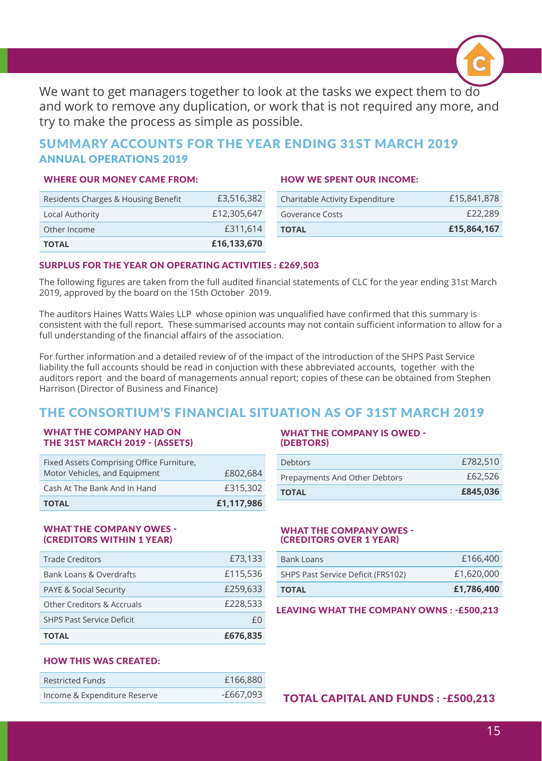We want to get managers together to look at the tasks we expect them to do and work to remove any duplication, or work that is not required any more, and try to make the process as simple as possible.

## SUMMARY ACCOUNTS FOR THE YEAR ENDING 31ST MARCH 2019

### ANNUAL OPERATIONS 2019

#### WHERE OUR MONEY CAME FROM:

| | |
|---|---|
| Residents Charges & Housing Benefit | £3,516,382 |
| Local Authority | £12,305,647 |
| Other Income | £311,614 |
| **TOTAL** | **£16,133,670** |

#### HOW WE SPENT OUR INCOME:

| | |
|---|---|
| Charitable Activity Expenditure | £15,841,878 |
| Goverance Costs | £22,289 |
| **TOTAL** | **£15,864,167** |

#### SURPLUS FOR THE YEAR ON OPERATING ACTIVITIES : £269,503

The following figures are taken from the full audited financial statements of CLC for the year ending 31st March 2019, approved by the board on the 15th October 2019.

The auditors Haines Watts Wales LLP whose opinion was unqualified have confirmed that this summary is consistent with the full report. These summarised accounts may not contain sufficient information to allow for a full understanding of the financial affairs of the association.

For further information and a detailed review of of the impact of the introduction of the SHPS Past Service liability the full accounts should be read in conjuction with these abbreviated accounts, together with the auditors report and the board of managements annual report; copies of these can be obtained from Stephen Harrison (Director of Business and Finance)

## THE CONSORTIUM'S FINANCIAL SITUATION AS OF 31ST MARCH 2019

#### WHAT THE COMPANY HAD ON THE 31ST MARCH 2019 - (ASSETS)

| | |
|---|---|
| Fixed Assets Comprising Office Furniture, Motor Vehicles, and Equipment | £802,684 |
| Cash At The Bank And In Hand | £315,302 |
| **TOTAL** | **£1,117,986** |

#### WHAT THE COMPANY IS OWED - (DEBTORS)

| | |
|---|---|
| Debtors | £782,510 |
| Prepayments And Other Debtors | £62,526 |
| **TOTAL** | **£845,036** |

#### WHAT THE COMPANY OWES - (CREDITORS WITHIN 1 YEAR)

| | |
|---|---|
| Trade Creditors | £73,133 |
| Bank Loans & Overdrafts | £115,536 |
| PAYE & Social Security | £259,633 |
| Other Creditors & Accruals | £228,533 |
| SHPS Past Service Deficit | £0 |
| **TOTAL** | **£676,835** |

#### WHAT THE COMPANY OWES - (CREDITORS OVER 1 YEAR)

| | |
|---|---|
| Bank Loans | £166,400 |
| SHPS Past Service Deficit (FRS102) | £1,620,000 |
| **TOTAL** | **£1,786,400** |

#### LEAVING WHAT THE COMPANY OWNS : -£500,213

#### HOW THIS WAS CREATED:

| | |
|---|---|
| Restricted Funds | £166,880 |
| Income & Expenditure Reserve | -£667,093 |

### TOTAL CAPITAL AND FUNDS : -£500,213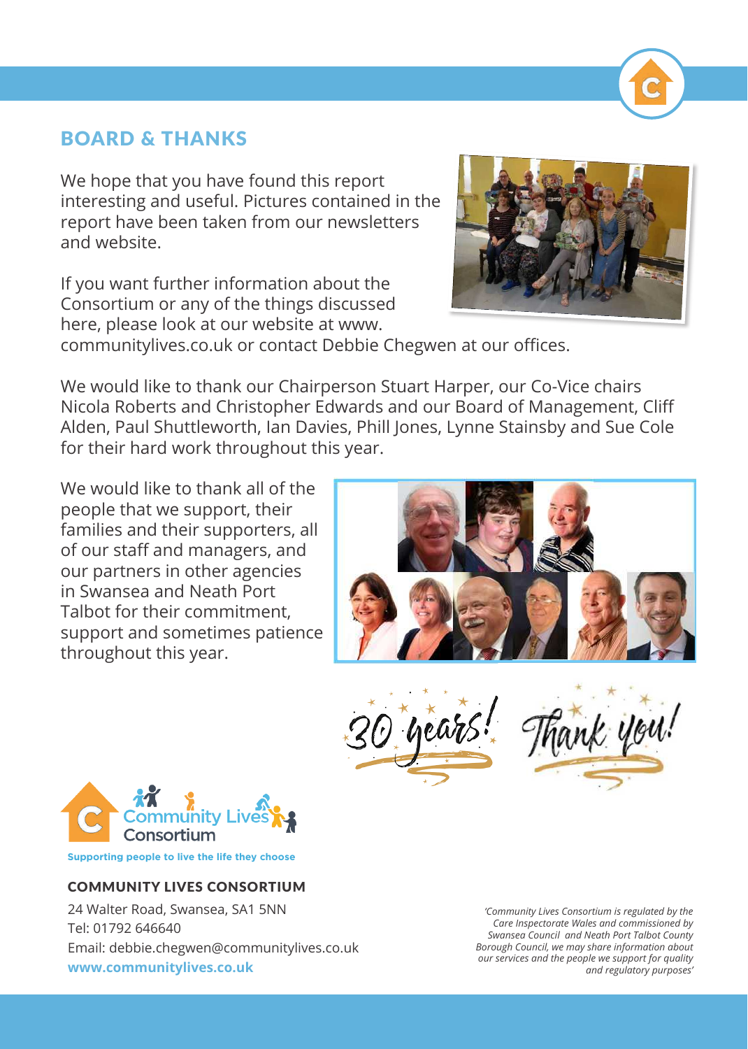## BOARD & THANKS

We hope that you have found this report interesting and useful. Pictures contained in the report have been taken from our newsletters and website.

If you want further information about the Consortium or any of the things discussed here, please look at our website at www.communitylives.co.uk or contact Debbie Chegwen at our offices.

We would like to thank our Chairperson Stuart Harper, our Co-Vice chairs Nicola Roberts and Christopher Edwards and our Board of Management, Cliff Alden, Paul Shuttleworth, Ian Davies, Phill Jones, Lynne Stainsby and Sue Cole for their hard work throughout this year.

We would like to thank all of the people that we support, their families and their supporters, all of our staff and managers, and our partners in other agencies in Swansea and Neath Port Talbot for their commitment, support and sometimes patience throughout this year.

30 years! Thank you!

Community Lives Consortium

Supporting people to live the life they choose

**COMMUNITY LIVES CONSORTIUM**

24 Walter Road, Swansea, SA1 5NN
Tel: 01792 646640
Email: debbie.chegwen@communitylives.co.uk
**www.communitylives.co.uk**

*'Community Lives Consortium is regulated by the Care Inspectorate Wales and commissioned by Swansea Council and Neath Port Talbot County Borough Council, we may share information about our services and the people we support for quality and regulatory purposes'*